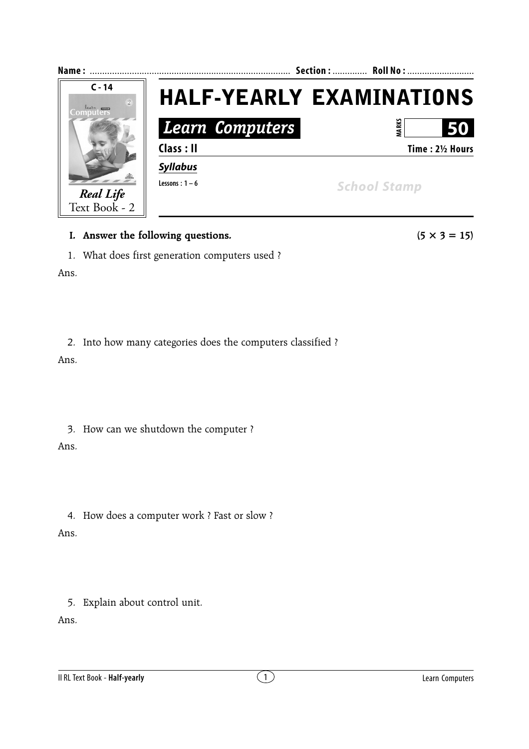**Name :** ................................................................................ **Section :** ............. **Roll No :** ..........................

C - 14

*Real Life*
Text Book - 2

# HALF-YEARLY EXAMINATIONS

## *Learn Computers*

**MARKS** **50**

**Class : II** **Time : 2½ Hours**

***Syllabus***

**Lessons : 1 – 6**

*School Stamp*

**I. Answer the following questions.** **(5 × 3 = 15)**

1. What does first generation computers used ?

Ans.

2. Into how many categories does the computers classified ?

Ans.

3. How can we shutdown the computer ?

Ans.

4. How does a computer work ? Fast or slow ?

Ans.

5. Explain about control unit.

Ans.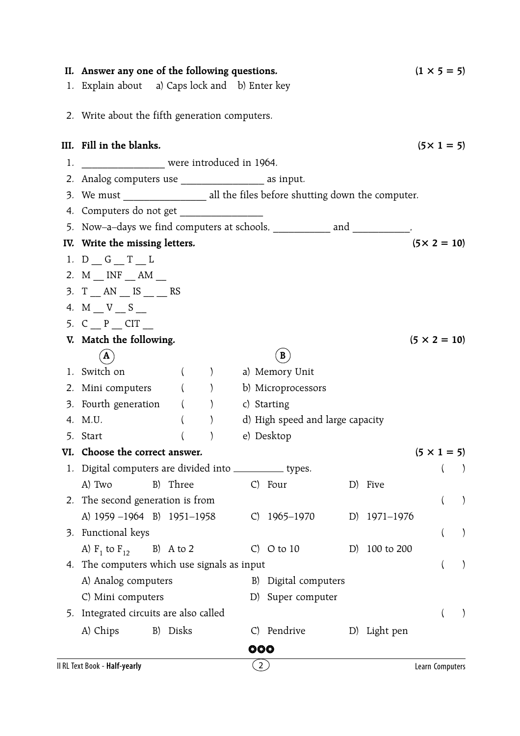## II. Answer any one of the following questions. (1 × 5 = 5)

1. Explain about a) Caps lock and b) Enter key

2. Write about the fifth generation computers.

## III. Fill in the blanks. (5× 1 = 5)

1. ________________ were introduced in 1964.
2. Analog computers use ________________ as input.
3. We must ________________ all the files before shutting down the computer.
4. Computers do not get ________________
5. Now–a–days we find computers at schools, ___________ and ___________.

## IV. Write the missing letters. (5× 2 = 10)

1. D __ G __ T __ L
2. M __ INF __ AM __
3. T __ AN __ IS __ __ RS
4. M __ V __ S __
5. C __ P __ CIT __

## V. Match the following. (5 × 2 = 10)

| | A | | B |
|---|---|---|---|
| 1. | Switch on | ( ) | a) Memory Unit |
| 2. | Mini computers | ( ) | b) Microprocessors |
| 3. | Fourth generation | ( ) | c) Starting |
| 4. | M.U. | ( ) | d) High speed and large capacity |
| 5. | Start | ( ) | e) Desktop |

## VI. Choose the correct answer. (5 × 1 = 5)

1. Digital computers are divided into __________ types. ( )
   A) Two B) Three C) Four D) Five
2. The second generation is from ( )
   A) 1959 –1964 B) 1951–1958 C) 1965–1970 D) 1971–1976
3. Functional keys ( )
   A) $F_1$ to $F_{12}$ B) A to 2 C) O to 10 D) 100 to 200
4. The computers which use signals as input ( )
   A) Analog computers B) Digital computers
   C) Mini computers D) Super computer
5. Integrated circuits are also called ( )
   A) Chips B) Disks C) Pendrive D) Light pen